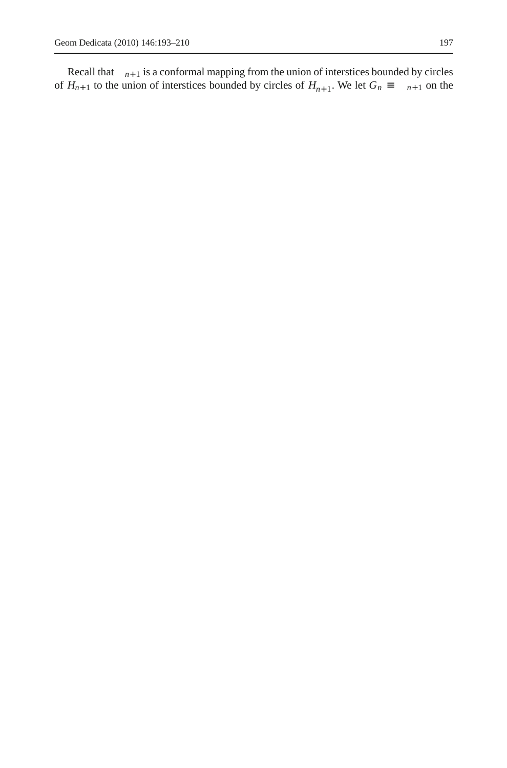Recall that $\ _{n+1}$ is a conformal mapping from the union of interstices bounded by circles of $H_{n+1}$ to the union of interstices bounded by circles of $H_{n+1}$. We let $G_n \equiv \ _{n+1}$ on the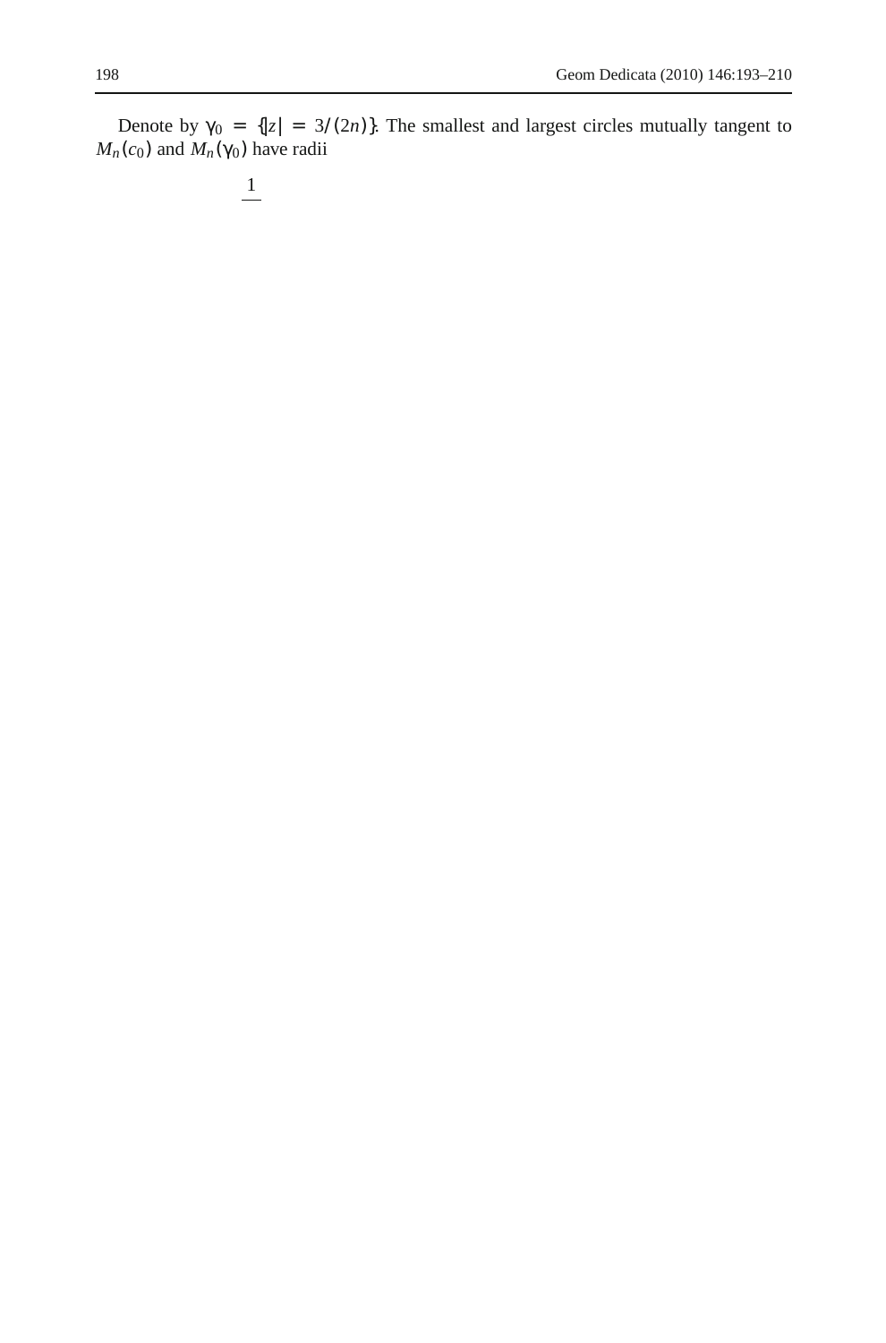Denote by $\gamma_0 = \{|z| = 3/(2n)\}$. The smallest and largest circles mutually tangent to $M_n(c_0)$ and $M_n(\gamma_0)$ have radii

$$\frac{1}{\phantom{x}}$$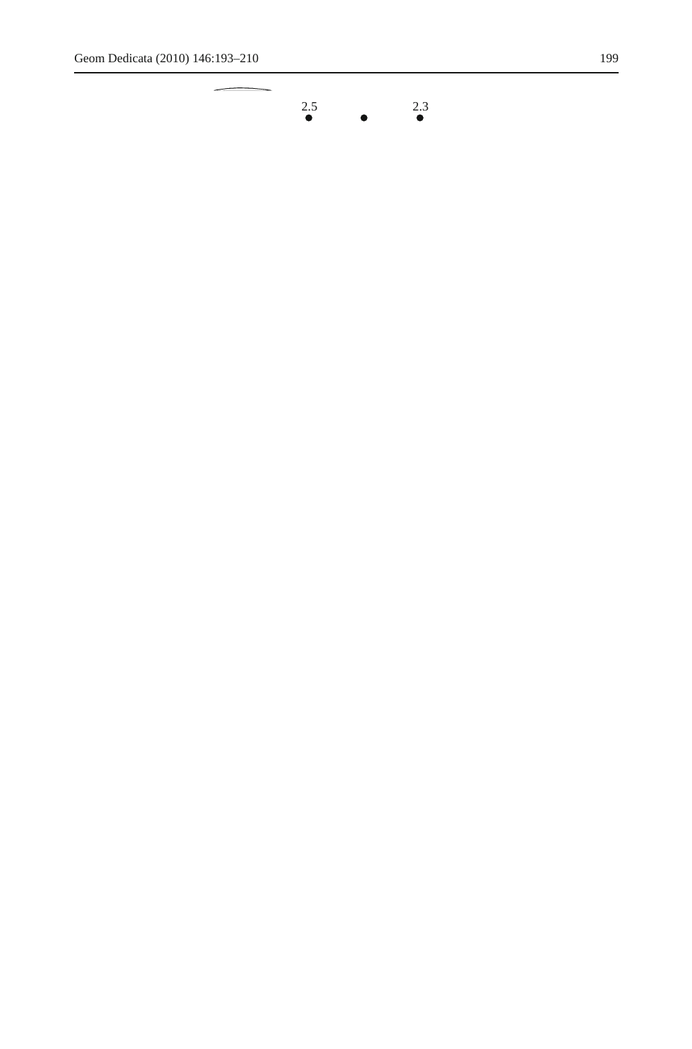2.5 2.3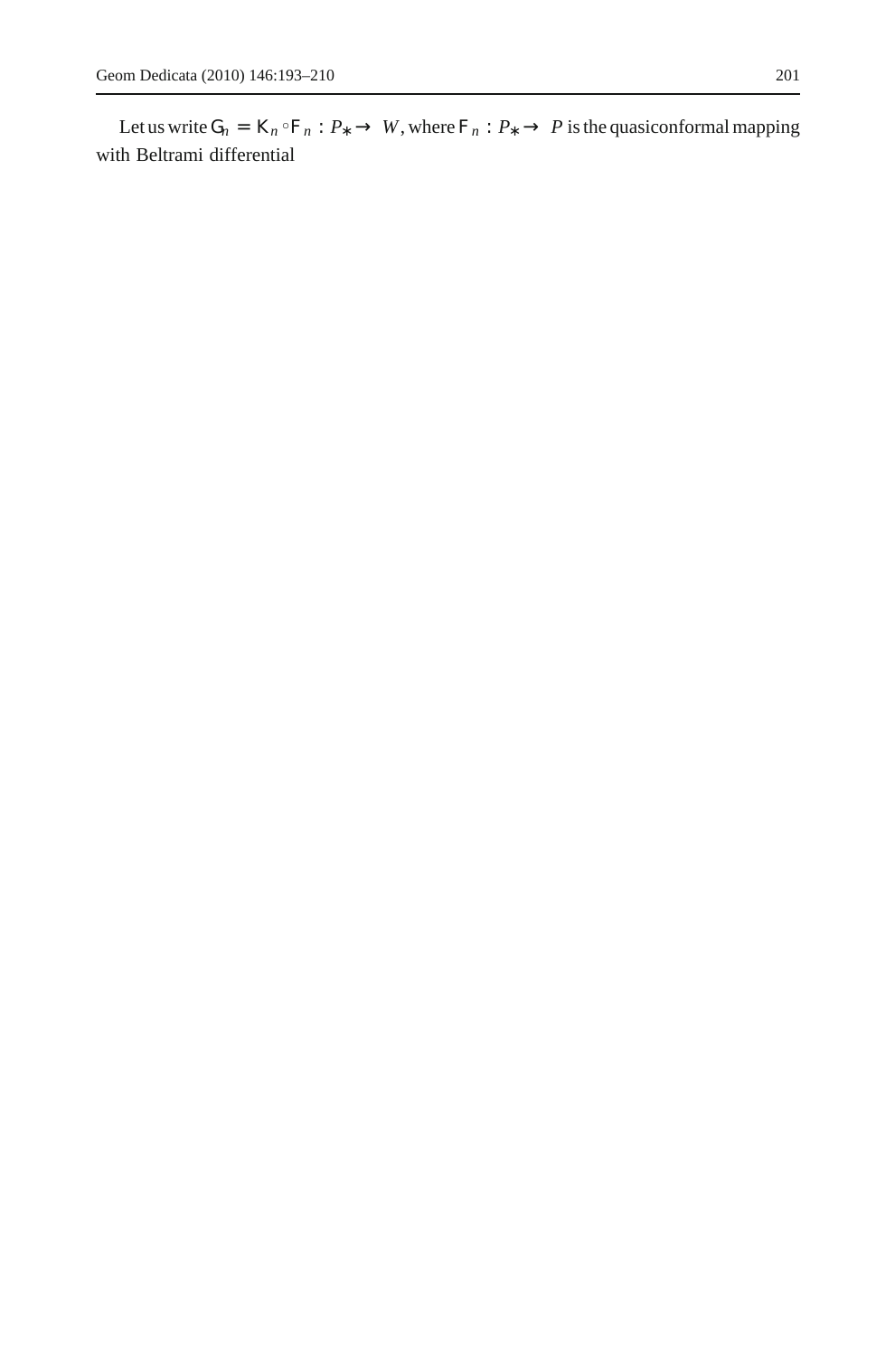Let us write $G_n = K_n \circ F_n : P_* \to W$, where $F_n : P_* \to P$ is the quasiconformal mapping with Beltrami differential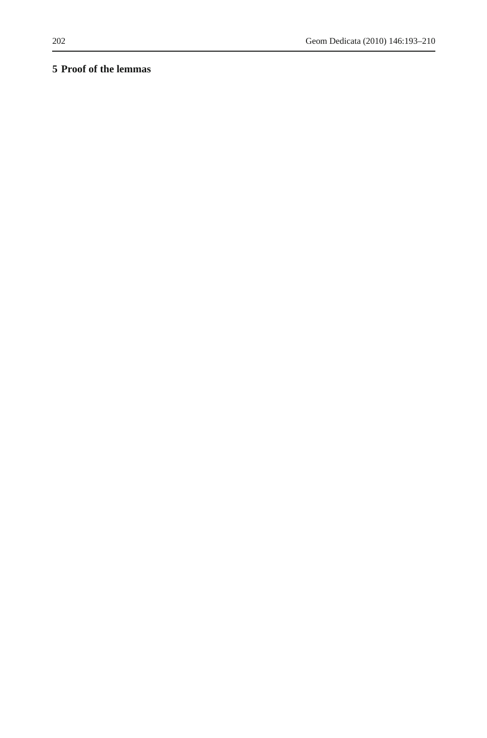## 5 Proof of the lemmas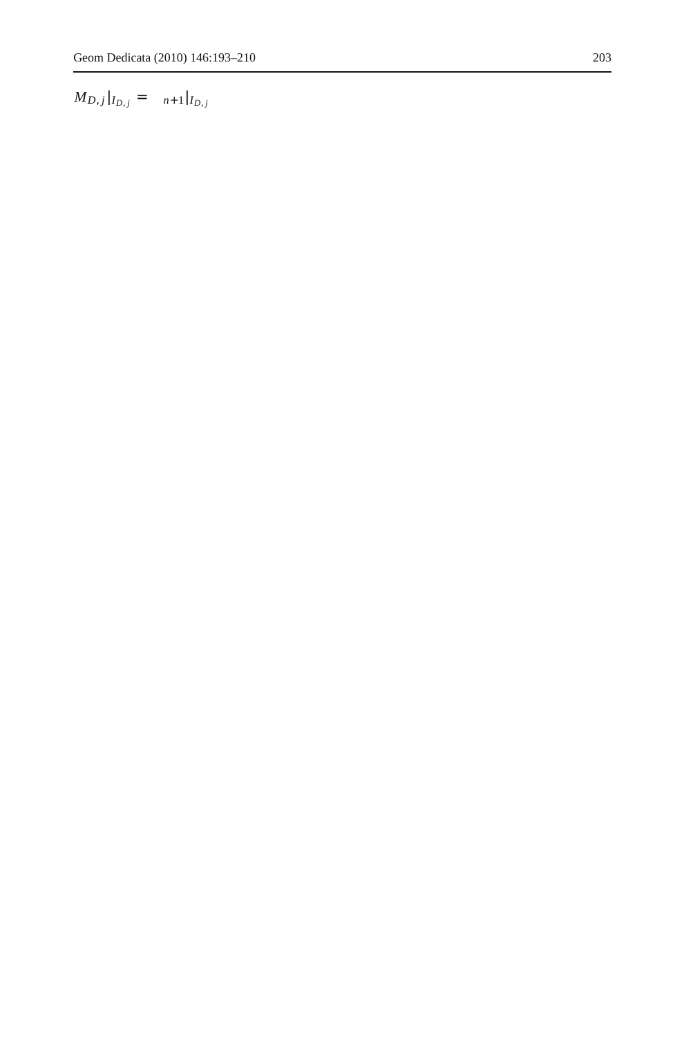$$M_{D,j}|_{I_{D,j}} = \quad _{n+1}|_{I_{D,j}}$$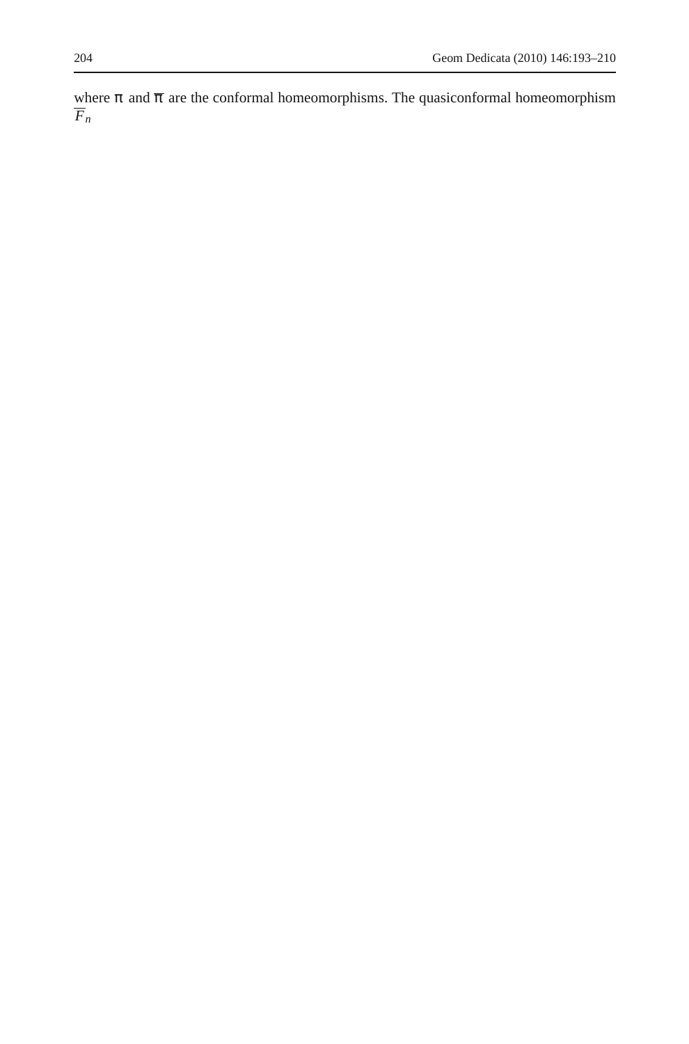where $\pi$ and $\overline{\pi}$ are the conformal homeomorphisms. The quasiconformal homeomorphism $\overline{F}_n$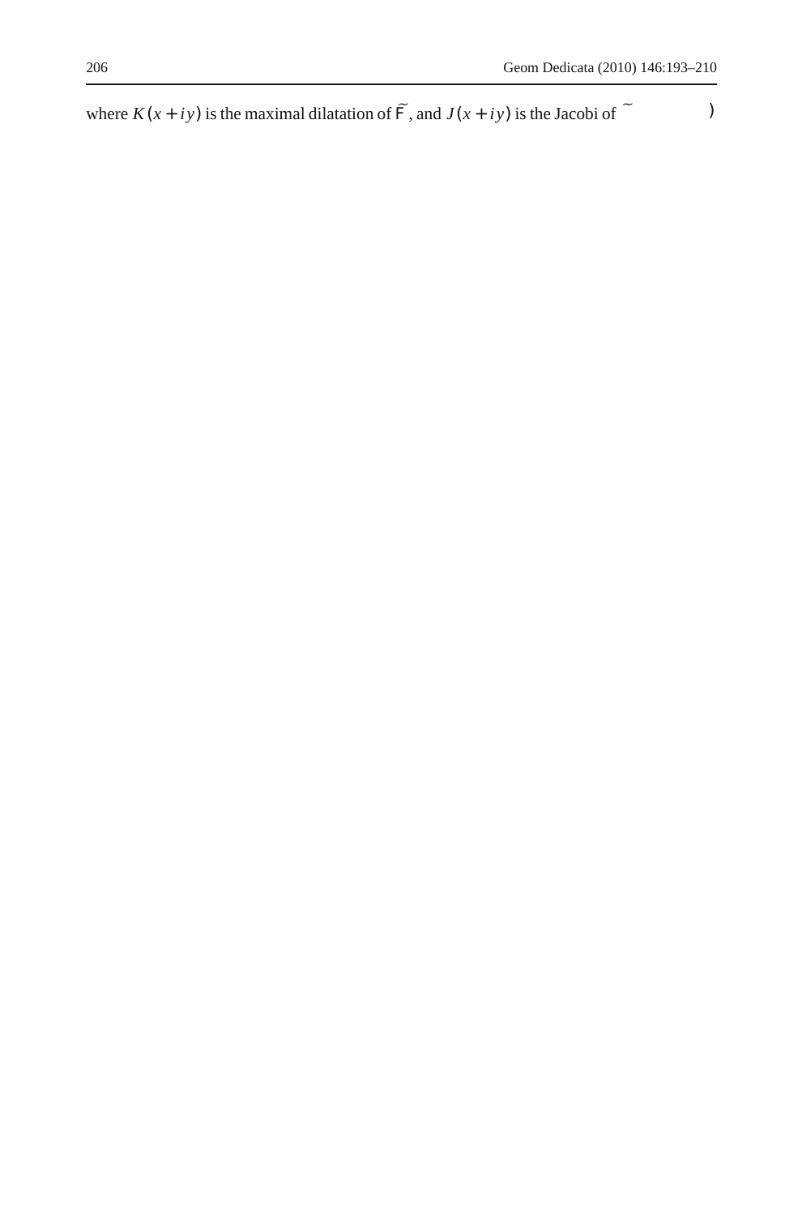where $K(x+iy)$ is the maximal dilatation of $\widetilde{F}$, and $J(x+iy)$ is the Jacobi of $\widetilde{\ }$ )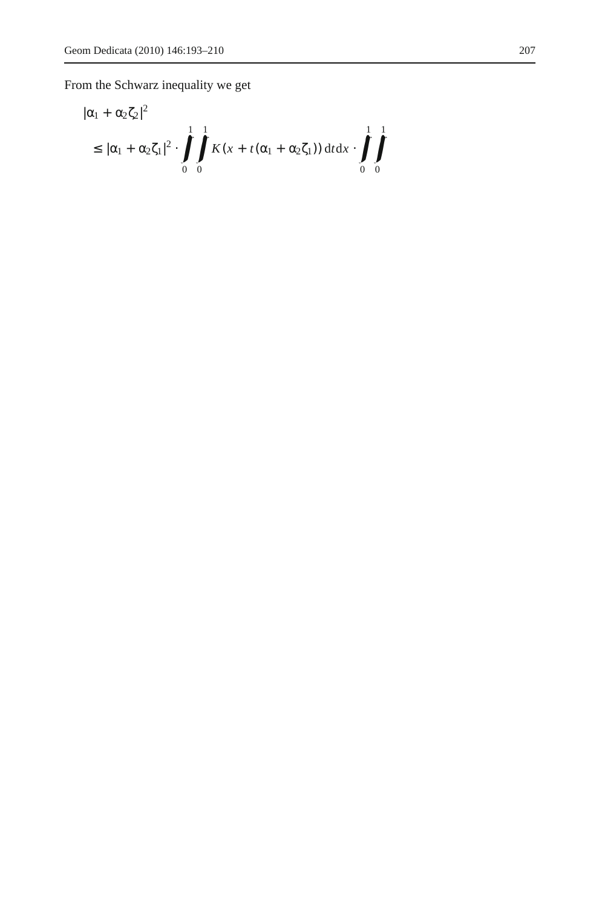From the Schwarz inequality we get

$$
\begin{aligned}
&|\alpha_1 + \alpha_2 \zeta_2|^2 \\
&\quad \le |\alpha_1 + \alpha_2 \zeta_1|^2 \cdot \int_0^1 \int_0^1 K(x + t(\alpha_1 + \alpha_2 \zeta_1))\, \mathrm{d}t\, \mathrm{d}x \cdot \int_0^1 \int_0^1
\end{aligned}
$$